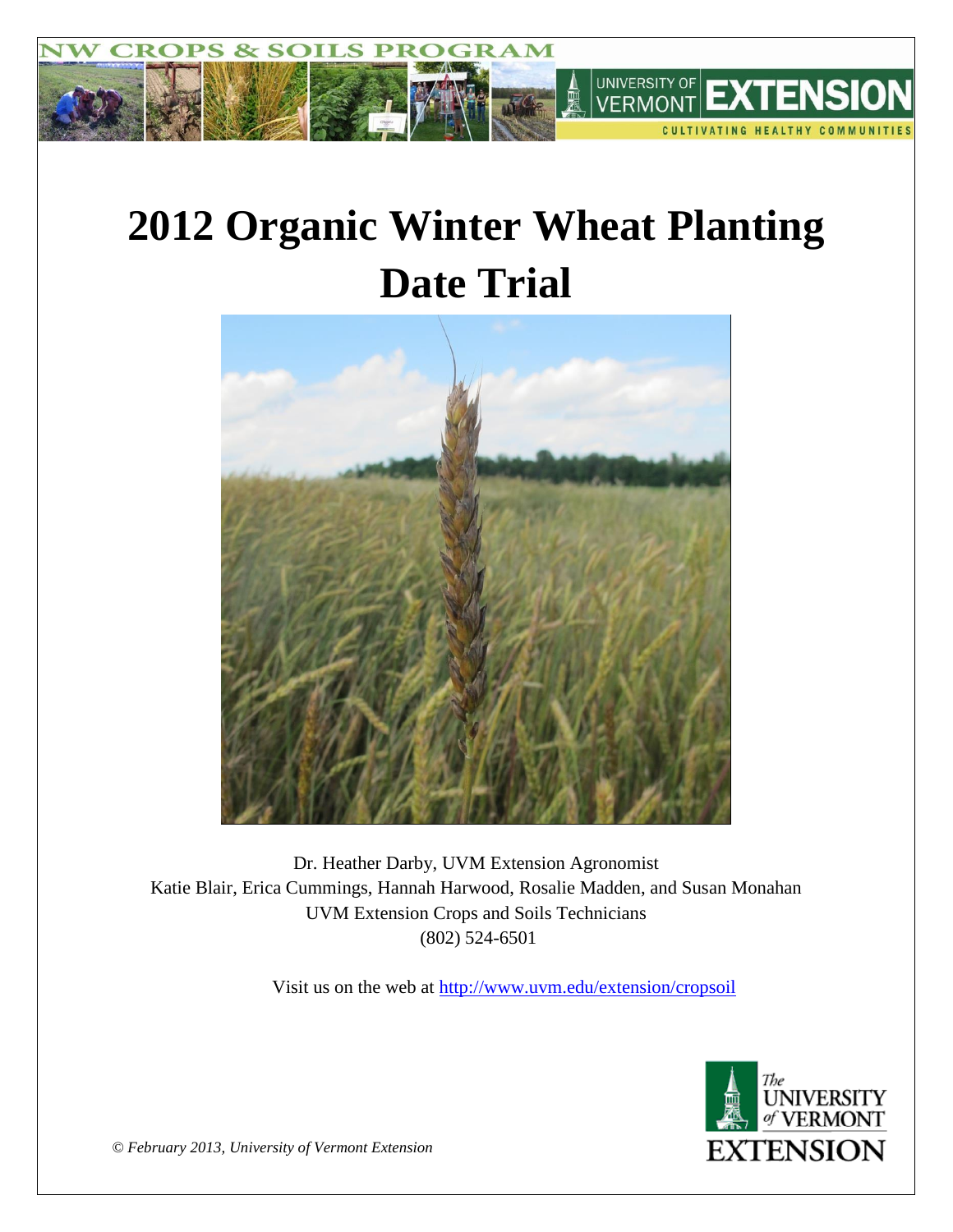# 2012 Organic Winter Wheat Planting Date Trial

Dr. Heather Darby, UVM Extension Agronomist
Katie Blair, Erica Cummings, Hannah Harwood, Rosalie Madden, and Susan Monahan
UVM Extension Crops and Soils Technicians
(802) 524-6501

Visit us on the web at http://www.uvm.edu/extension/cropsoil

*© February 2013, University of Vermont Extension*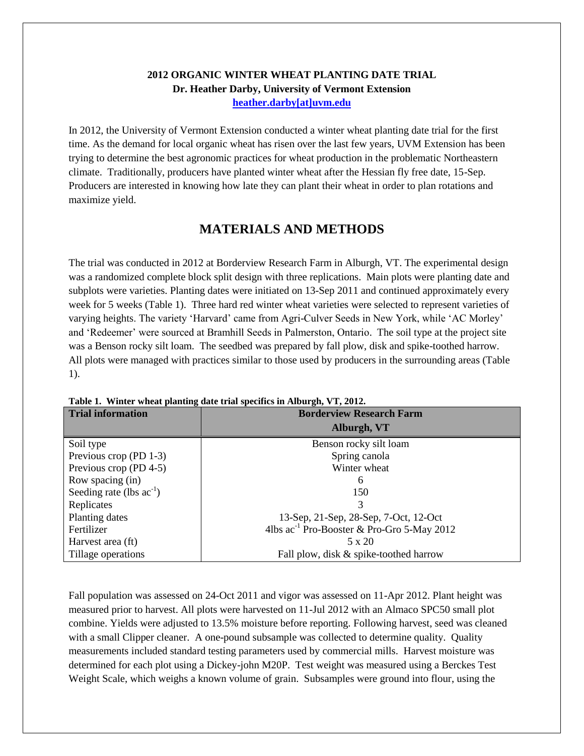**2012 ORGANIC WINTER WHEAT PLANTING DATE TRIAL**
**Dr. Heather Darby, University of Vermont Extension**
**heather.darby[at]uvm.edu**

In 2012, the University of Vermont Extension conducted a winter wheat planting date trial for the first time. As the demand for local organic wheat has risen over the last few years, UVM Extension has been trying to determine the best agronomic practices for wheat production in the problematic Northeastern climate. Traditionally, producers have planted winter wheat after the Hessian fly free date, 15-Sep. Producers are interested in knowing how late they can plant their wheat in order to plan rotations and maximize yield.

# MATERIALS AND METHODS

The trial was conducted in 2012 at Borderview Research Farm in Alburgh, VT. The experimental design was a randomized complete block split design with three replications. Main plots were planting date and subplots were varieties. Planting dates were initiated on 13-Sep 2011 and continued approximately every week for 5 weeks (Table 1). Three hard red winter wheat varieties were selected to represent varieties of varying heights. The variety 'Harvard' came from Agri-Culver Seeds in New York, while 'AC Morley' and 'Redeemer' were sourced at Bramhill Seeds in Palmerston, Ontario. The soil type at the project site was a Benson rocky silt loam. The seedbed was prepared by fall plow, disk and spike-toothed harrow. All plots were managed with practices similar to those used by producers in the surrounding areas (Table 1).

**Table 1. Winter wheat planting date trial specifics in Alburgh, VT, 2012.**

| Trial information | Borderview Research Farm Alburgh, VT |
|---|---|
| Soil type | Benson rocky silt loam |
| Previous crop (PD 1-3) | Spring canola |
| Previous crop (PD 4-5) | Winter wheat |
| Row spacing (in) | 6 |
| Seeding rate (lbs $ac^{-1}$) | 150 |
| Replicates | 3 |
| Planting dates | 13-Sep, 21-Sep, 28-Sep, 7-Oct, 12-Oct |
| Fertilizer | 4lbs $ac^{-1}$ Pro-Booster & Pro-Gro 5-May 2012 |
| Harvest area (ft) | 5 x 20 |
| Tillage operations | Fall plow, disk & spike-toothed harrow |

Fall population was assessed on 24-Oct 2011 and vigor was assessed on 11-Apr 2012. Plant height was measured prior to harvest. All plots were harvested on 11-Jul 2012 with an Almaco SPC50 small plot combine. Yields were adjusted to 13.5% moisture before reporting. Following harvest, seed was cleaned with a small Clipper cleaner. A one-pound subsample was collected to determine quality. Quality measurements included standard testing parameters used by commercial mills. Harvest moisture was determined for each plot using a Dickey-john M20P. Test weight was measured using a Berckes Test Weight Scale, which weighs a known volume of grain. Subsamples were ground into flour, using the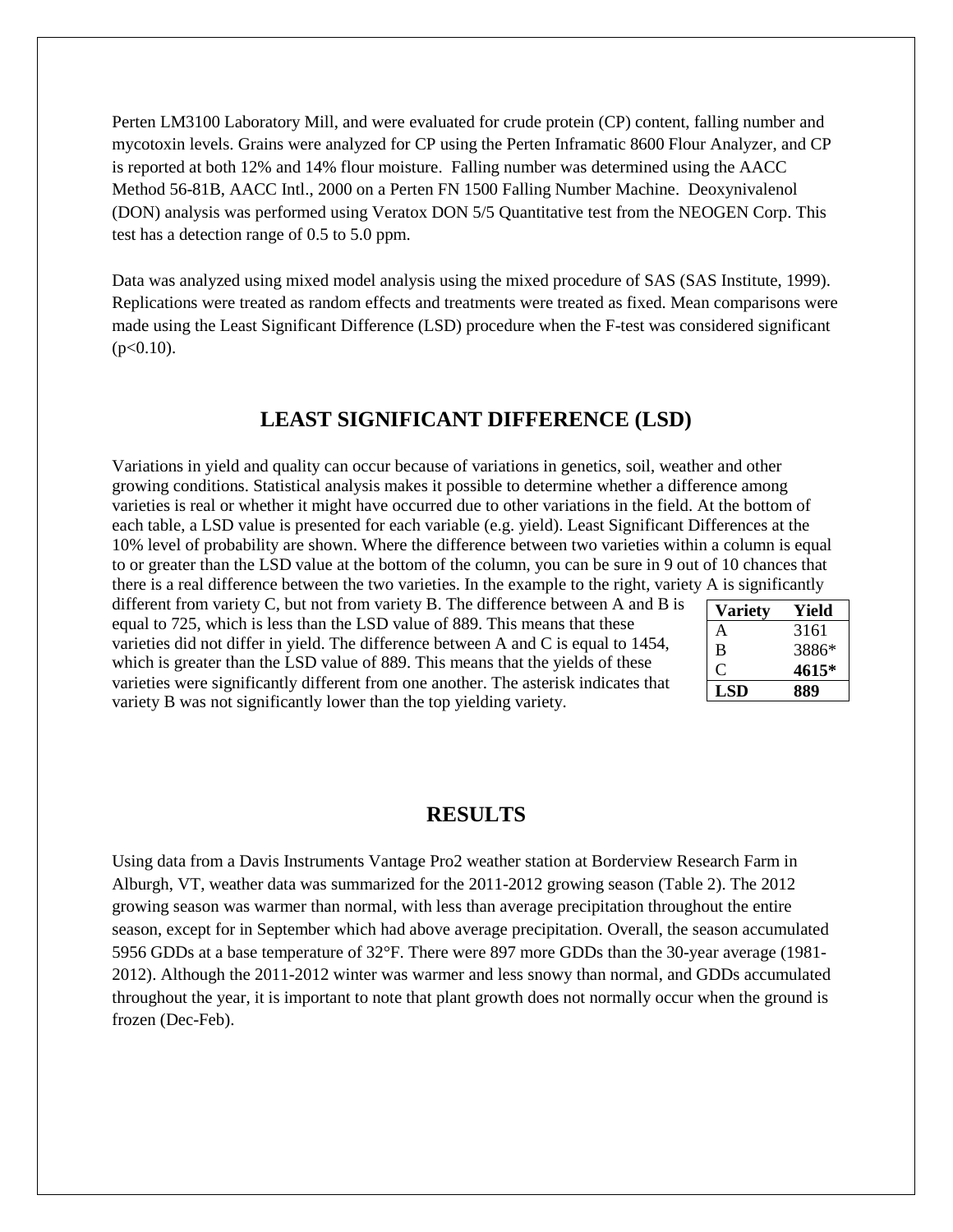Perten LM3100 Laboratory Mill, and were evaluated for crude protein (CP) content, falling number and mycotoxin levels. Grains were analyzed for CP using the Perten Inframatic 8600 Flour Analyzer, and CP is reported at both 12% and 14% flour moisture. Falling number was determined using the AACC Method 56-81B, AACC Intl., 2000 on a Perten FN 1500 Falling Number Machine. Deoxynivalenol (DON) analysis was performed using Veratox DON 5/5 Quantitative test from the NEOGEN Corp. This test has a detection range of 0.5 to 5.0 ppm.

Data was analyzed using mixed model analysis using the mixed procedure of SAS (SAS Institute, 1999). Replications were treated as random effects and treatments were treated as fixed. Mean comparisons were made using the Least Significant Difference (LSD) procedure when the F-test was considered significant ($p<0.10$).

## LEAST SIGNIFICANT DIFFERENCE (LSD)

Variations in yield and quality can occur because of variations in genetics, soil, weather and other growing conditions. Statistical analysis makes it possible to determine whether a difference among varieties is real or whether it might have occurred due to other variations in the field. At the bottom of each table, a LSD value is presented for each variable (e.g. yield). Least Significant Differences at the 10% level of probability are shown. Where the difference between two varieties within a column is equal to or greater than the LSD value at the bottom of the column, you can be sure in 9 out of 10 chances that there is a real difference between the two varieties. In the example to the right, variety A is significantly different from variety C, but not from variety B. The difference between A and B is equal to 725, which is less than the LSD value of 889. This means that these varieties did not differ in yield. The difference between A and C is equal to 1454, which is greater than the LSD value of 889. This means that the yields of these varieties were significantly different from one another. The asterisk indicates that variety B was not significantly lower than the top yielding variety.

| Variety | Yield |
|---|---|
| A | 3161 |
| B | 3886* |
| C | **4615*** |
| **LSD** | **889** |

## RESULTS

Using data from a Davis Instruments Vantage Pro2 weather station at Borderview Research Farm in Alburgh, VT, weather data was summarized for the 2011-2012 growing season (Table 2). The 2012 growing season was warmer than normal, with less than average precipitation throughout the entire season, except for in September which had above average precipitation. Overall, the season accumulated 5956 GDDs at a base temperature of 32°F. There were 897 more GDDs than the 30-year average (1981-2012). Although the 2011-2012 winter was warmer and less snowy than normal, and GDDs accumulated throughout the year, it is important to note that plant growth does not normally occur when the ground is frozen (Dec-Feb).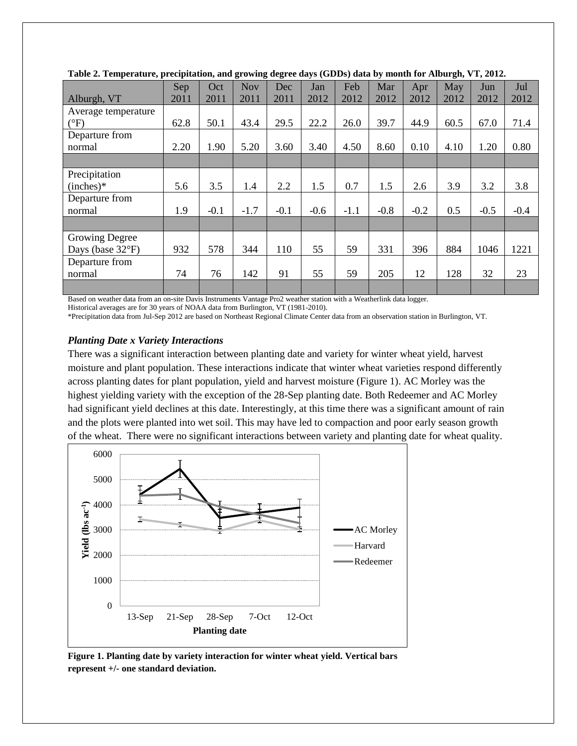**Table 2. Temperature, precipitation, and growing degree days (GDDs) data by month for Alburgh, VT, 2012.**

| Alburgh, VT | Sep 2011 | Oct 2011 | Nov 2011 | Dec 2011 | Jan 2012 | Feb 2012 | Mar 2012 | Apr 2012 | May 2012 | Jun 2012 | Jul 2012 |
|---|---|---|---|---|---|---|---|---|---|---|---|
| Average temperature (°F) | 62.8 | 50.1 | 43.4 | 29.5 | 22.2 | 26.0 | 39.7 | 44.9 | 60.5 | 67.0 | 71.4 |
| Departure from normal | 2.20 | 1.90 | 5.20 | 3.60 | 3.40 | 4.50 | 8.60 | 0.10 | 4.10 | 1.20 | 0.80 |
| | | | | | | | | | | | |
| Precipitation (inches)* | 5.6 | 3.5 | 1.4 | 2.2 | 1.5 | 0.7 | 1.5 | 2.6 | 3.9 | 3.2 | 3.8 |
| Departure from normal | 1.9 | -0.1 | -1.7 | -0.1 | -0.6 | -1.1 | -0.8 | -0.2 | 0.5 | -0.5 | -0.4 |
| | | | | | | | | | | | |
| Growing Degree Days (base 32°F) | 932 | 578 | 344 | 110 | 55 | 59 | 331 | 396 | 884 | 1046 | 1221 |
| Departure from normal | 74 | 76 | 142 | 91 | 55 | 59 | 205 | 12 | 128 | 32 | 23 |

Based on weather data from an on-site Davis Instruments Vantage Pro2 weather station with a Weatherlink data logger.
Historical averages are for 30 years of NOAA data from Burlington, VT (1981-2010).
*Precipitation data from Jul-Sep 2012 are based on Northeast Regional Climate Center data from an observation station in Burlington, VT.

### *Planting Date x Variety Interactions*

There was a significant interaction between planting date and variety for winter wheat yield, harvest moisture and plant population. These interactions indicate that winter wheat varieties respond differently across planting dates for plant population, yield and harvest moisture (Figure 1). AC Morley was the highest yielding variety with the exception of the 28-Sep planting date. Both Redeemer and AC Morley had significant yield declines at this date. Interestingly, at this time there was a significant amount of rain and the plots were planted into wet soil. This may have led to compaction and poor early season growth of the wheat. There were no significant interactions between variety and planting date for wheat quality.

**Figure 1. Planting date by variety interaction for winter wheat yield. Vertical bars represent +/- one standard deviation.**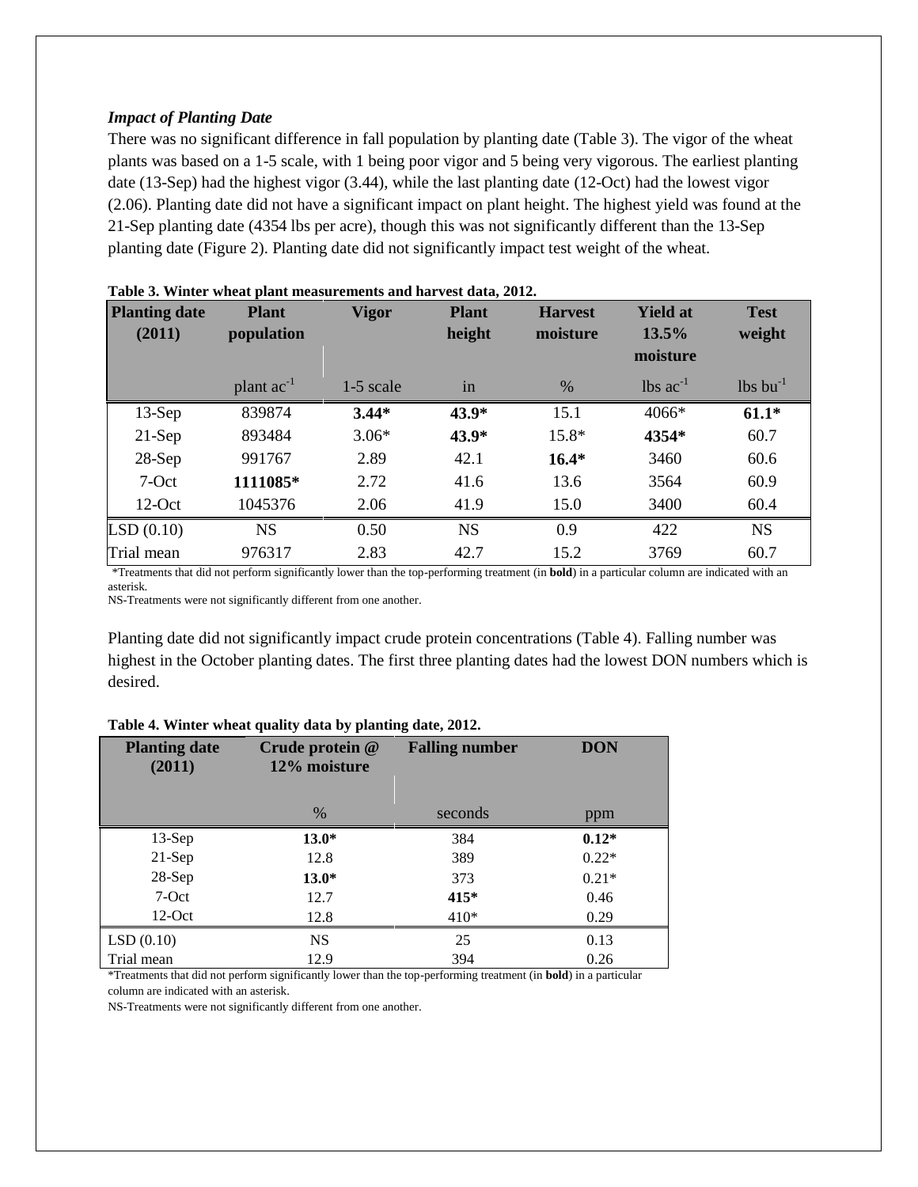### *Impact of Planting Date*

There was no significant difference in fall population by planting date (Table 3). The vigor of the wheat plants was based on a 1-5 scale, with 1 being poor vigor and 5 being very vigorous. The earliest planting date (13-Sep) had the highest vigor (3.44), while the last planting date (12-Oct) had the lowest vigor (2.06). Planting date did not have a significant impact on plant height. The highest yield was found at the 21-Sep planting date (4354 lbs per acre), though this was not significantly different than the 13-Sep planting date (Figure 2). Planting date did not significantly impact test weight of the wheat.

**Table 3. Winter wheat plant measurements and harvest data, 2012.**

| Planting date (2011) | Plant population | Vigor | Plant height | Harvest moisture | Yield at 13.5% moisture | Test weight |
|---|---|---|---|---|---|---|
| | plant $ac^{-1}$ | 1-5 scale | in | % | lbs $ac^{-1}$ | lbs $bu^{-1}$ |
| 13-Sep | 839874 | **3.44*** | **43.9*** | 15.1 | 4066* | **61.1*** |
| 21-Sep | 893484 | 3.06* | **43.9*** | 15.8* | **4354*** | 60.7 |
| 28-Sep | 991767 | 2.89 | 42.1 | **16.4*** | 3460 | 60.6 |
| 7-Oct | **1111085*** | 2.72 | 41.6 | 13.6 | 3564 | 60.9 |
| 12-Oct | 1045376 | 2.06 | 41.9 | 15.0 | 3400 | 60.4 |
| LSD (0.10) | NS | 0.50 | NS | 0.9 | 422 | NS |
| Trial mean | 976317 | 2.83 | 42.7 | 15.2 | 3769 | 60.7 |

*Treatments that did not perform significantly lower than the top-performing treatment (in **bold**) in a particular column are indicated with an asterisk.
NS-Treatments were not significantly different from one another.

Planting date did not significantly impact crude protein concentrations (Table 4). Falling number was highest in the October planting dates. The first three planting dates had the lowest DON numbers which is desired.

**Table 4. Winter wheat quality data by planting date, 2012.**

| Planting date (2011) | Crude protein @ 12% moisture | Falling number | DON |
|---|---|---|---|
| | % | seconds | ppm |
| 13-Sep | **13.0*** | 384 | **0.12*** |
| 21-Sep | 12.8 | 389 | 0.22* |
| 28-Sep | **13.0*** | 373 | 0.21* |
| 7-Oct | 12.7 | **415*** | 0.46 |
| 12-Oct | 12.8 | 410* | 0.29 |
| LSD (0.10) | NS | 25 | 0.13 |
| Trial mean | 12.9 | 394 | 0.26 |

*Treatments that did not perform significantly lower than the top-performing treatment (in **bold**) in a particular column are indicated with an asterisk.
NS-Treatments were not significantly different from one another.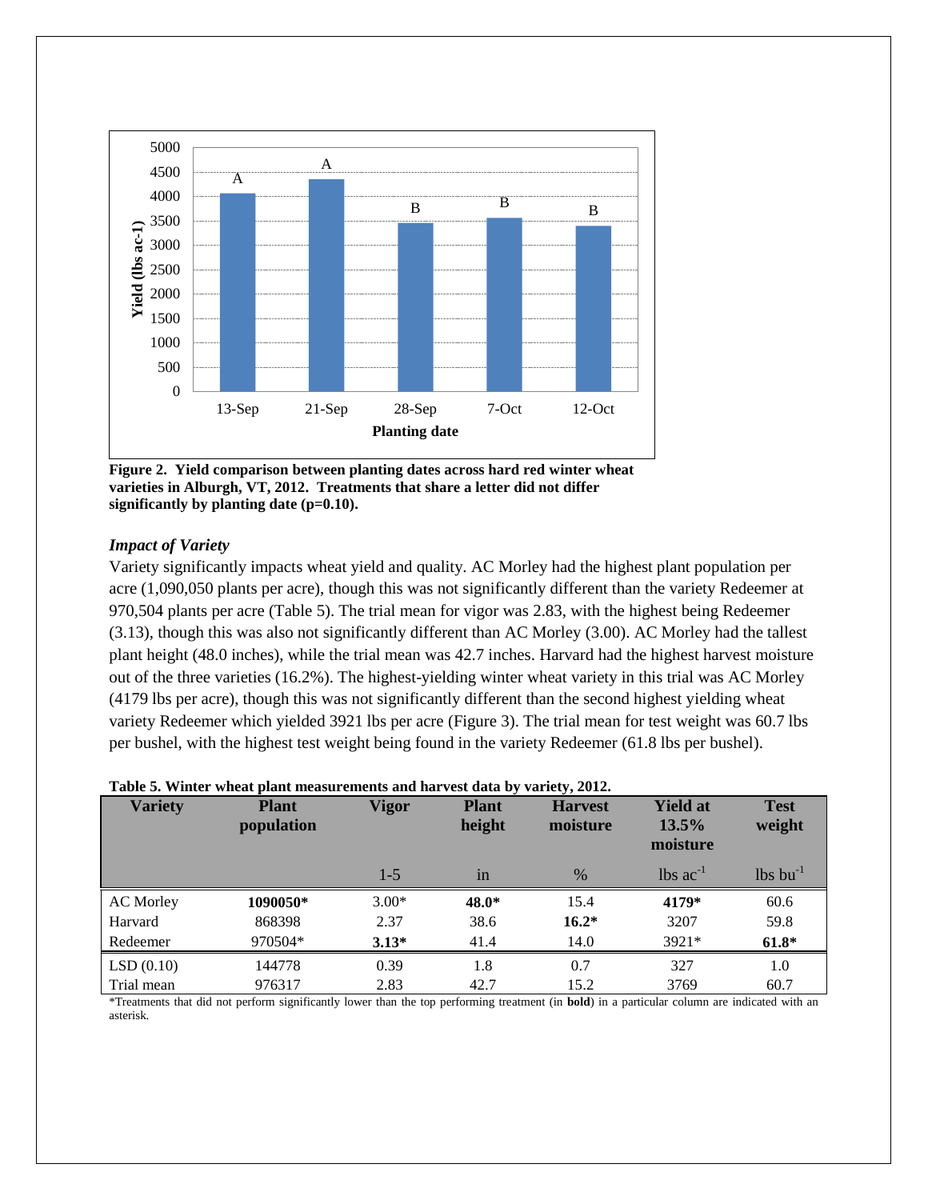Figure 2. Yield comparison between planting dates across hard red winter wheat varieties in Alburgh, VT, 2012. Treatments that share a letter did not differ significantly by planting date (p=0.10).

### *Impact of Variety*

Variety significantly impacts wheat yield and quality. AC Morley had the highest plant population per acre (1,090,050 plants per acre), though this was not significantly different than the variety Redeemer at 970,504 plants per acre (Table 5). The trial mean for vigor was 2.83, with the highest being Redeemer (3.13), though this was also not significantly different than AC Morley (3.00). AC Morley had the tallest plant height (48.0 inches), while the trial mean was 42.7 inches. Harvard had the highest harvest moisture out of the three varieties (16.2%). The highest-yielding winter wheat variety in this trial was AC Morley (4179 lbs per acre), though this was not significantly different than the second highest yielding wheat variety Redeemer which yielded 3921 lbs per acre (Figure 3). The trial mean for test weight was 60.7 lbs per bushel, with the highest test weight being found in the variety Redeemer (61.8 lbs per bushel).

**Table 5. Winter wheat plant measurements and harvest data by variety, 2012.**

| Variety | Plant population | Vigor | Plant height | Harvest moisture | Yield at 13.5% moisture | Test weight |
|---|---|---|---|---|---|---|
| | | 1-5 | in | % | lbs $ac^{-1}$ | lbs $bu^{-1}$ |
| AC Morley | **1090050*** | 3.00* | **48.0*** | 15.4 | **4179*** | 60.6 |
| Harvard | 868398 | 2.37 | 38.6 | **16.2*** | 3207 | 59.8 |
| Redeemer | 970504* | **3.13*** | 41.4 | 14.0 | 3921* | **61.8*** |
| LSD (0.10) | 144778 | 0.39 | 1.8 | 0.7 | 327 | 1.0 |
| Trial mean | 976317 | 2.83 | 42.7 | 15.2 | 3769 | 60.7 |

*Treatments that did not perform significantly lower than the top performing treatment (in **bold**) in a particular column are indicated with an asterisk.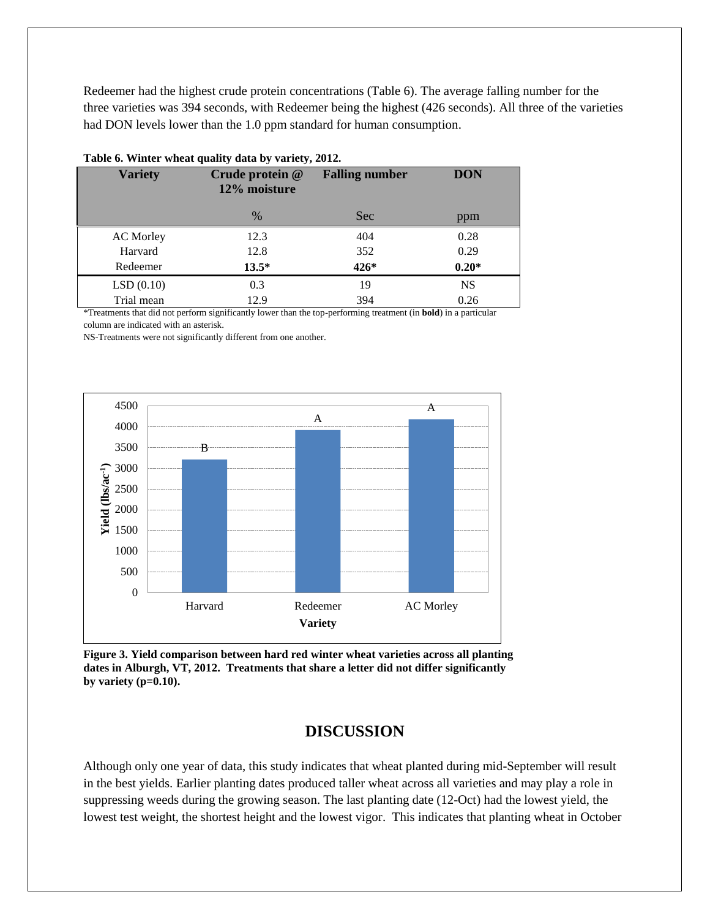Redeemer had the highest crude protein concentrations (Table 6). The average falling number for the three varieties was 394 seconds, with Redeemer being the highest (426 seconds). All three of the varieties had DON levels lower than the 1.0 ppm standard for human consumption.

**Table 6. Winter wheat quality data by variety, 2012.**

| Variety | Crude protein @ 12% moisture | Falling number | DON |
|---|---|---|---|
| | % | Sec | ppm |
| AC Morley | 12.3 | 404 | 0.28 |
| Harvard | 12.8 | 352 | 0.29 |
| Redeemer | **13.5*** | **426*** | **0.20*** |
| LSD (0.10) | 0.3 | 19 | NS |
| Trial mean | 12.9 | 394 | 0.26 |

*Treatments that did not perform significantly lower than the top-performing treatment (in **bold**) in a particular column are indicated with an asterisk.
NS-Treatments were not significantly different from one another.

**Figure 3. Yield comparison between hard red winter wheat varieties across all planting dates in Alburgh, VT, 2012. Treatments that share a letter did not differ significantly by variety (p=0.10).**

## DISCUSSION

Although only one year of data, this study indicates that wheat planted during mid-September will result in the best yields. Earlier planting dates produced taller wheat across all varieties and may play a role in suppressing weeds during the growing season. The last planting date (12-Oct) had the lowest yield, the lowest test weight, the shortest height and the lowest vigor. This indicates that planting wheat in October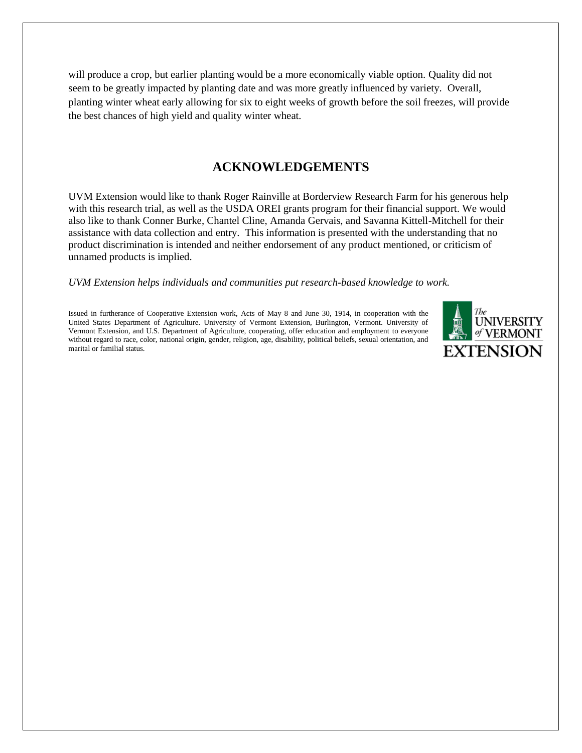will produce a crop, but earlier planting would be a more economically viable option. Quality did not seem to be greatly impacted by planting date and was more greatly influenced by variety. Overall, planting winter wheat early allowing for six to eight weeks of growth before the soil freezes, will provide the best chances of high yield and quality winter wheat.

## ACKNOWLEDGEMENTS

UVM Extension would like to thank Roger Rainville at Borderview Research Farm for his generous help with this research trial, as well as the USDA OREI grants program for their financial support. We would also like to thank Conner Burke, Chantel Cline, Amanda Gervais, and Savanna Kittell-Mitchell for their assistance with data collection and entry. This information is presented with the understanding that no product discrimination is intended and neither endorsement of any product mentioned, or criticism of unnamed products is implied.

*UVM Extension helps individuals and communities put research-based knowledge to work.*

Issued in furtherance of Cooperative Extension work, Acts of May 8 and June 30, 1914, in cooperation with the United States Department of Agriculture. University of Vermont Extension, Burlington, Vermont. University of Vermont Extension, and U.S. Department of Agriculture, cooperating, offer education and employment to everyone without regard to race, color, national origin, gender, religion, age, disability, political beliefs, sexual orientation, and marital or familial status.

The UNIVERSITY of VERMONT EXTENSION